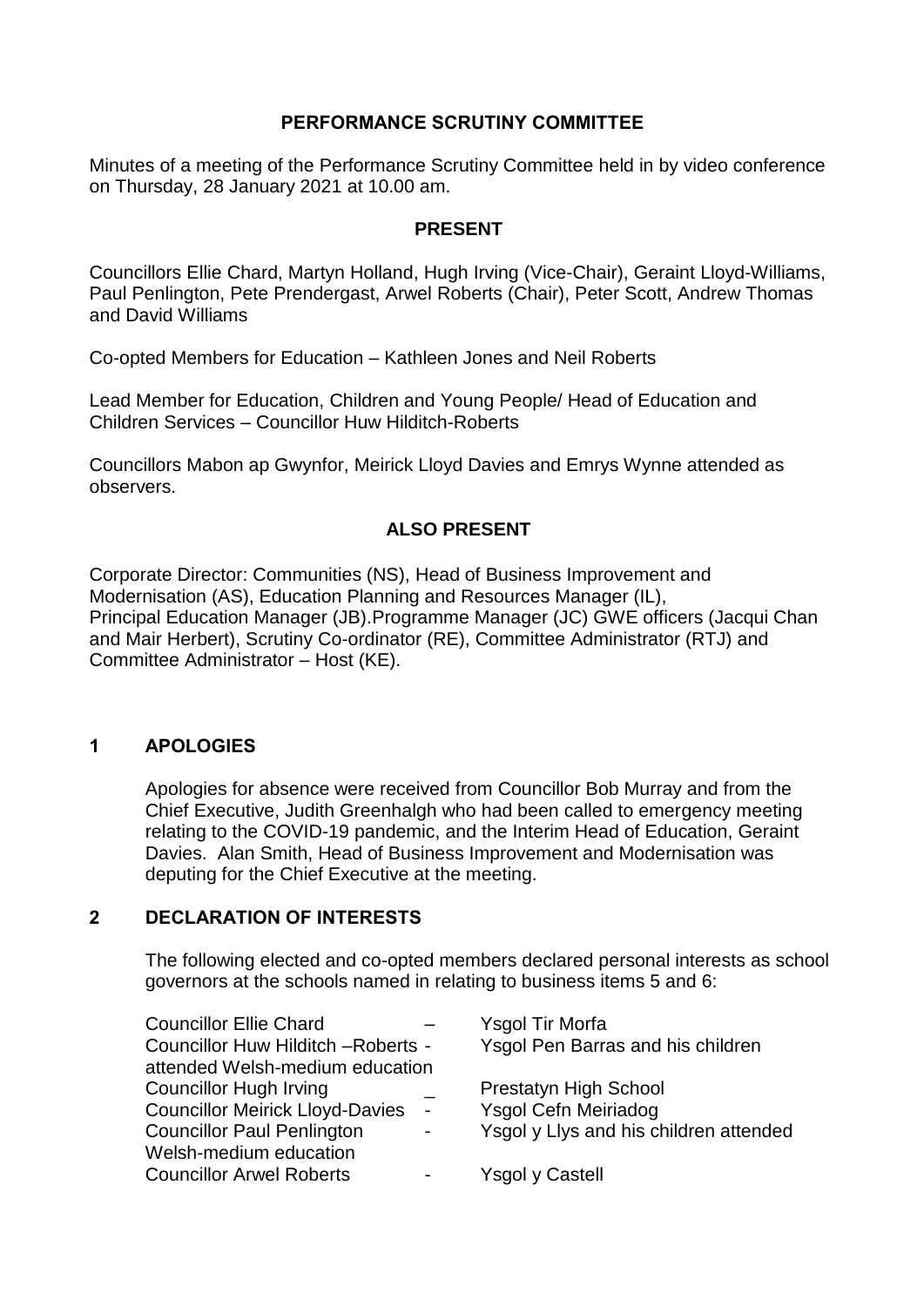# PERFORMANCE SCRUTINY COMMITTEE

Minutes of a meeting of the Performance Scrutiny Committee held in by video conference on Thursday, 28 January 2021 at 10.00 am.

## PRESENT

Councillors Ellie Chard, Martyn Holland, Hugh Irving (Vice-Chair), Geraint Lloyd-Williams, Paul Penlington, Pete Prendergast, Arwel Roberts (Chair), Peter Scott, Andrew Thomas and David Williams

Co-opted Members for Education – Kathleen Jones and Neil Roberts

Lead Member for Education, Children and Young People/ Head of Education and Children Services – Councillor Huw Hilditch-Roberts

Councillors Mabon ap Gwynfor, Meirick Lloyd Davies and Emrys Wynne attended as observers.

## ALSO PRESENT

Corporate Director: Communities (NS), Head of Business Improvement and Modernisation (AS), Education Planning and Resources Manager (IL), Principal Education Manager (JB).Programme Manager (JC) GWE officers (Jacqui Chan and Mair Herbert), Scrutiny Co-ordinator (RE), Committee Administrator (RTJ) and Committee Administrator – Host (KE).

## 1 APOLOGIES

Apologies for absence were received from Councillor Bob Murray and from the Chief Executive, Judith Greenhalgh who had been called to emergency meeting relating to the COVID-19 pandemic, and the Interim Head of Education, Geraint Davies. Alan Smith, Head of Business Improvement and Modernisation was deputing for the Chief Executive at the meeting.

## 2 DECLARATION OF INTERESTS

The following elected and co-opted members declared personal interests as school governors at the schools named in relating to business items 5 and 6:

| | | |
|---|---|---|
| Councillor Ellie Chard | – | Ysgol Tir Morfa |
| Councillor Huw Hilditch –Roberts | - | Ysgol Pen Barras and his children attended Welsh-medium education |
| Councillor Hugh Irving | _ | Prestatyn High School |
| Councillor Meirick Lloyd-Davies | - | Ysgol Cefn Meiriadog |
| Councillor Paul Penlington | - | Ysgol y Llys and his children attended Welsh-medium education |
| Councillor Arwel Roberts | - | Ysgol y Castell |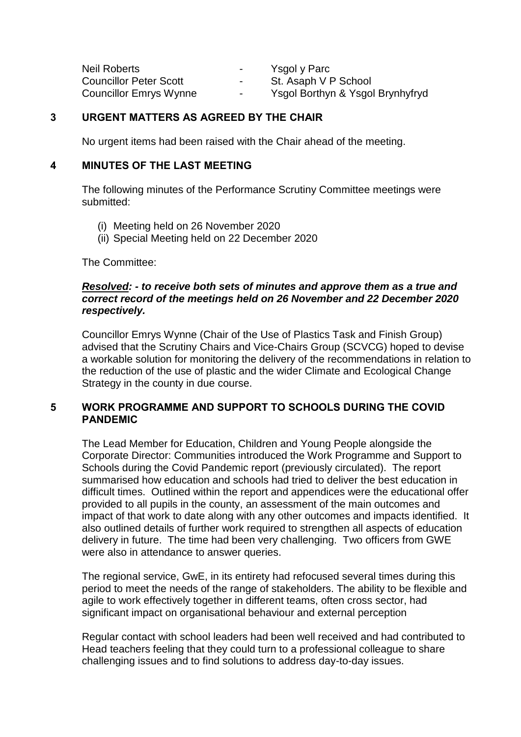| | | |
|---|---|---|
| Neil Roberts | - | Ysgol y Parc |
| Councillor Peter Scott | - | St. Asaph V P School |
| Councillor Emrys Wynne | - | Ysgol Borthyn & Ysgol Brynhyfryd |

## 3 URGENT MATTERS AS AGREED BY THE CHAIR

No urgent items had been raised with the Chair ahead of the meeting.

## 4 MINUTES OF THE LAST MEETING

The following minutes of the Performance Scrutiny Committee meetings were submitted:

(i) Meeting held on 26 November 2020
(ii) Special Meeting held on 22 December 2020

The Committee:

***Resolved: - to receive both sets of minutes and approve them as a true and correct record of the meetings held on 26 November and 22 December 2020 respectively.***

Councillor Emrys Wynne (Chair of the Use of Plastics Task and Finish Group) advised that the Scrutiny Chairs and Vice-Chairs Group (SCVCG) hoped to devise a workable solution for monitoring the delivery of the recommendations in relation to the reduction of the use of plastic and the wider Climate and Ecological Change Strategy in the county in due course.

## 5 WORK PROGRAMME AND SUPPORT TO SCHOOLS DURING THE COVID PANDEMIC

The Lead Member for Education, Children and Young People alongside the Corporate Director: Communities introduced the Work Programme and Support to Schools during the Covid Pandemic report (previously circulated). The report summarised how education and schools had tried to deliver the best education in difficult times. Outlined within the report and appendices were the educational offer provided to all pupils in the county, an assessment of the main outcomes and impact of that work to date along with any other outcomes and impacts identified. It also outlined details of further work required to strengthen all aspects of education delivery in future. The time had been very challenging. Two officers from GWE were also in attendance to answer queries.

The regional service, GwE, in its entirety had refocused several times during this period to meet the needs of the range of stakeholders. The ability to be flexible and agile to work effectively together in different teams, often cross sector, had significant impact on organisational behaviour and external perception

Regular contact with school leaders had been well received and had contributed to Head teachers feeling that they could turn to a professional colleague to share challenging issues and to find solutions to address day-to-day issues.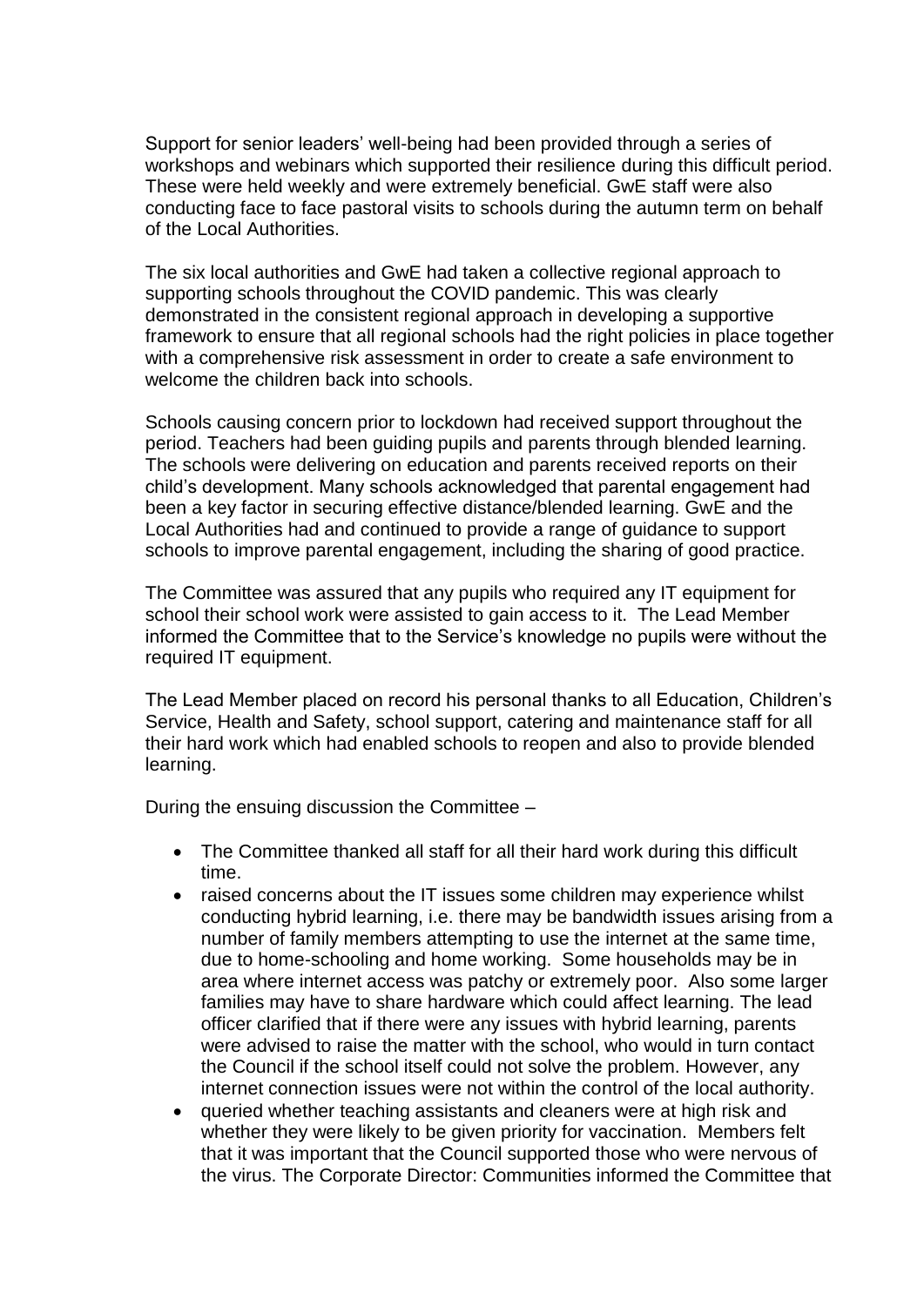Support for senior leaders' well-being had been provided through a series of workshops and webinars which supported their resilience during this difficult period. These were held weekly and were extremely beneficial. GwE staff were also conducting face to face pastoral visits to schools during the autumn term on behalf of the Local Authorities.

The six local authorities and GwE had taken a collective regional approach to supporting schools throughout the COVID pandemic. This was clearly demonstrated in the consistent regional approach in developing a supportive framework to ensure that all regional schools had the right policies in place together with a comprehensive risk assessment in order to create a safe environment to welcome the children back into schools.

Schools causing concern prior to lockdown had received support throughout the period. Teachers had been guiding pupils and parents through blended learning. The schools were delivering on education and parents received reports on their child's development. Many schools acknowledged that parental engagement had been a key factor in securing effective distance/blended learning. GwE and the Local Authorities had and continued to provide a range of guidance to support schools to improve parental engagement, including the sharing of good practice.

The Committee was assured that any pupils who required any IT equipment for school their school work were assisted to gain access to it. The Lead Member informed the Committee that to the Service's knowledge no pupils were without the required IT equipment.

The Lead Member placed on record his personal thanks to all Education, Children's Service, Health and Safety, school support, catering and maintenance staff for all their hard work which had enabled schools to reopen and also to provide blended learning.

During the ensuing discussion the Committee –

- The Committee thanked all staff for all their hard work during this difficult time.
- raised concerns about the IT issues some children may experience whilst conducting hybrid learning, i.e. there may be bandwidth issues arising from a number of family members attempting to use the internet at the same time, due to home-schooling and home working. Some households may be in area where internet access was patchy or extremely poor. Also some larger families may have to share hardware which could affect learning. The lead officer clarified that if there were any issues with hybrid learning, parents were advised to raise the matter with the school, who would in turn contact the Council if the school itself could not solve the problem. However, any internet connection issues were not within the control of the local authority.
- queried whether teaching assistants and cleaners were at high risk and whether they were likely to be given priority for vaccination. Members felt that it was important that the Council supported those who were nervous of the virus. The Corporate Director: Communities informed the Committee that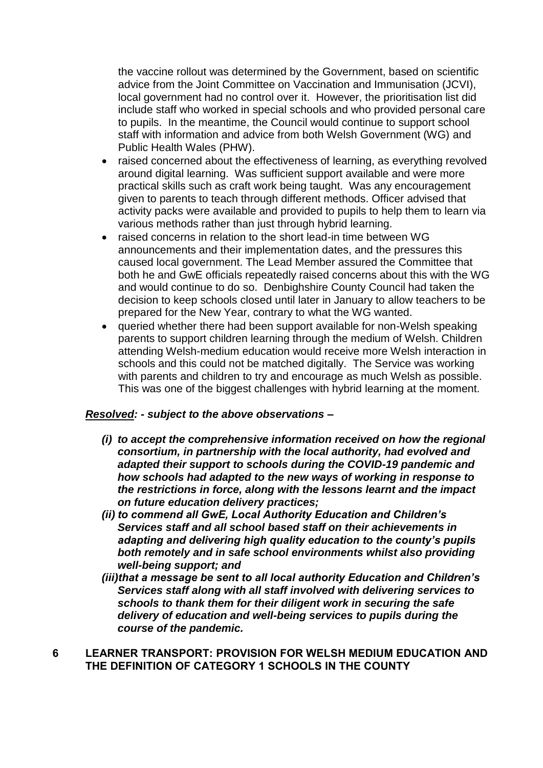the vaccine rollout was determined by the Government, based on scientific advice from the Joint Committee on Vaccination and Immunisation (JCVI), local government had no control over it. However, the prioritisation list did include staff who worked in special schools and who provided personal care to pupils. In the meantime, the Council would continue to support school staff with information and advice from both Welsh Government (WG) and Public Health Wales (PHW).

- raised concerned about the effectiveness of learning, as everything revolved around digital learning. Was sufficient support available and were more practical skills such as craft work being taught. Was any encouragement given to parents to teach through different methods. Officer advised that activity packs were available and provided to pupils to help them to learn via various methods rather than just through hybrid learning.
- raised concerns in relation to the short lead-in time between WG announcements and their implementation dates, and the pressures this caused local government. The Lead Member assured the Committee that both he and GwE officials repeatedly raised concerns about this with the WG and would continue to do so. Denbighshire County Council had taken the decision to keep schools closed until later in January to allow teachers to be prepared for the New Year, contrary to what the WG wanted.
- queried whether there had been support available for non-Welsh speaking parents to support children learning through the medium of Welsh. Children attending Welsh-medium education would receive more Welsh interaction in schools and this could not be matched digitally. The Service was working with parents and children to try and encourage as much Welsh as possible. This was one of the biggest challenges with hybrid learning at the moment.

***Resolved: - subject to the above observations –***

*(i)* ***to accept the comprehensive information received on how the regional consortium, in partnership with the local authority, had evolved and adapted their support to schools during the COVID-19 pandemic and how schools had adapted to the new ways of working in response to the restrictions in force, along with the lessons learnt and the impact on future education delivery practices;***

*(ii)* ***to commend all GwE, Local Authority Education and Children's Services staff and all school based staff on their achievements in adapting and delivering high quality education to the county's pupils both remotely and in safe school environments whilst also providing well-being support; and***

*(iii)* ***that a message be sent to all local authority Education and Children's Services staff along with all staff involved with delivering services to schools to thank them for their diligent work in securing the safe delivery of education and well-being services to pupils during the course of the pandemic.***

## 6 LEARNER TRANSPORT: PROVISION FOR WELSH MEDIUM EDUCATION AND THE DEFINITION OF CATEGORY 1 SCHOOLS IN THE COUNTY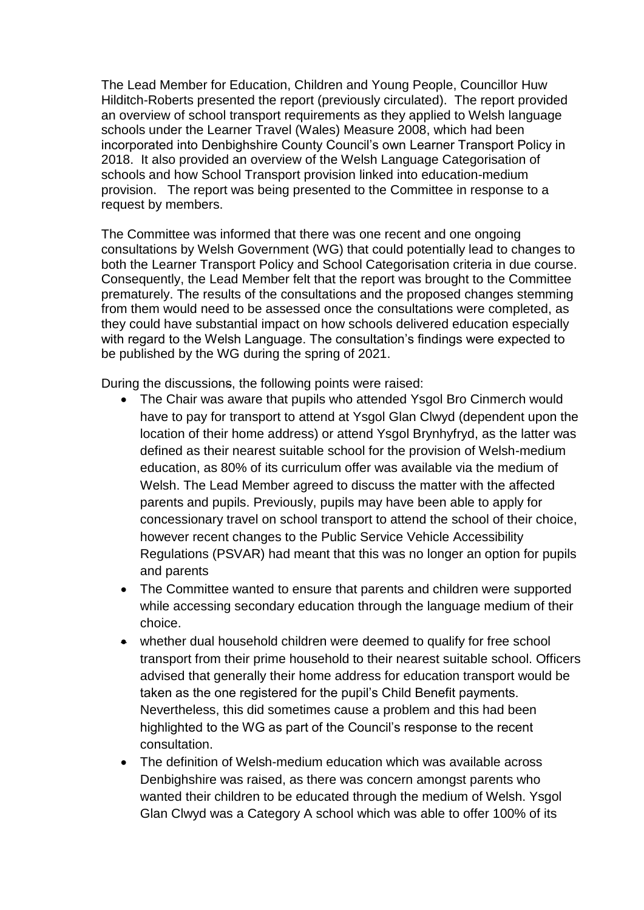The Lead Member for Education, Children and Young People, Councillor Huw Hilditch-Roberts presented the report (previously circulated). The report provided an overview of school transport requirements as they applied to Welsh language schools under the Learner Travel (Wales) Measure 2008, which had been incorporated into Denbighshire County Council's own Learner Transport Policy in 2018. It also provided an overview of the Welsh Language Categorisation of schools and how School Transport provision linked into education-medium provision. The report was being presented to the Committee in response to a request by members.

The Committee was informed that there was one recent and one ongoing consultations by Welsh Government (WG) that could potentially lead to changes to both the Learner Transport Policy and School Categorisation criteria in due course. Consequently, the Lead Member felt that the report was brought to the Committee prematurely. The results of the consultations and the proposed changes stemming from them would need to be assessed once the consultations were completed, as they could have substantial impact on how schools delivered education especially with regard to the Welsh Language. The consultation's findings were expected to be published by the WG during the spring of 2021.

During the discussions, the following points were raised:

- The Chair was aware that pupils who attended Ysgol Bro Cinmerch would have to pay for transport to attend at Ysgol Glan Clwyd (dependent upon the location of their home address) or attend Ysgol Brynhyfryd, as the latter was defined as their nearest suitable school for the provision of Welsh-medium education, as 80% of its curriculum offer was available via the medium of Welsh. The Lead Member agreed to discuss the matter with the affected parents and pupils. Previously, pupils may have been able to apply for concessionary travel on school transport to attend the school of their choice, however recent changes to the Public Service Vehicle Accessibility Regulations (PSVAR) had meant that this was no longer an option for pupils and parents
- The Committee wanted to ensure that parents and children were supported while accessing secondary education through the language medium of their choice.
- whether dual household children were deemed to qualify for free school transport from their prime household to their nearest suitable school. Officers advised that generally their home address for education transport would be taken as the one registered for the pupil's Child Benefit payments. Nevertheless, this did sometimes cause a problem and this had been highlighted to the WG as part of the Council's response to the recent consultation.
- The definition of Welsh-medium education which was available across Denbighshire was raised, as there was concern amongst parents who wanted their children to be educated through the medium of Welsh. Ysgol Glan Clwyd was a Category A school which was able to offer 100% of its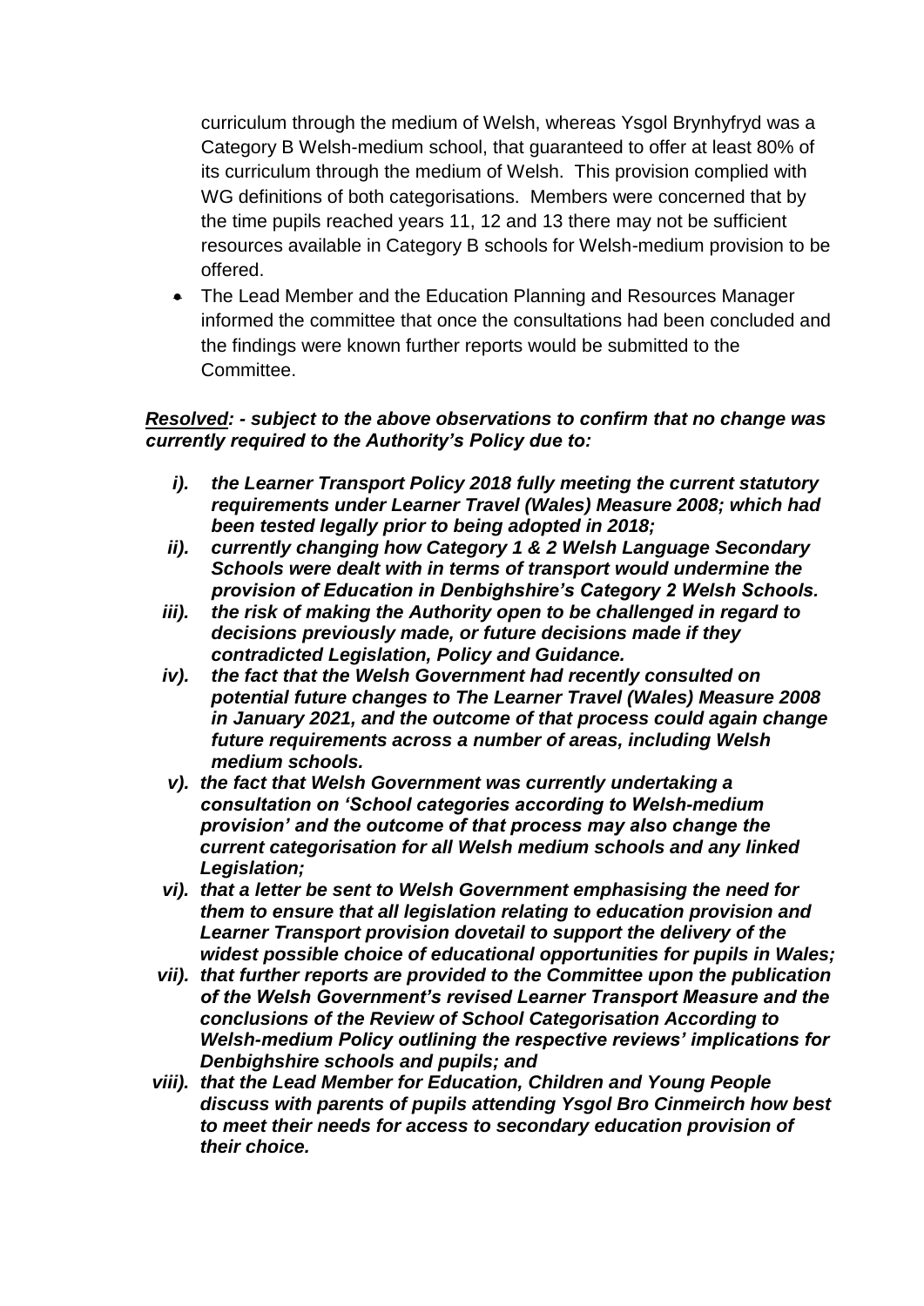curriculum through the medium of Welsh, whereas Ysgol Brynhyfryd was a Category B Welsh-medium school, that guaranteed to offer at least 80% of its curriculum through the medium of Welsh. This provision complied with WG definitions of both categorisations. Members were concerned that by the time pupils reached years 11, 12 and 13 there may not be sufficient resources available in Category B schools for Welsh-medium provision to be offered.

- The Lead Member and the Education Planning and Resources Manager informed the committee that once the consultations had been concluded and the findings were known further reports would be submitted to the Committee.

***Resolved**: - subject to the above observations to confirm that no change was currently required to the Authority's Policy due to:*

*i). the Learner Transport Policy 2018 fully meeting the current statutory requirements under Learner Travel (Wales) Measure 2008; which had been tested legally prior to being adopted in 2018;*

*ii). currently changing how Category 1 & 2 Welsh Language Secondary Schools were dealt with in terms of transport would undermine the provision of Education in Denbighshire's Category 2 Welsh Schools.*

*iii). the risk of making the Authority open to be challenged in regard to decisions previously made, or future decisions made if they contradicted Legislation, Policy and Guidance.*

*iv). the fact that the Welsh Government had recently consulted on potential future changes to The Learner Travel (Wales) Measure 2008 in January 2021, and the outcome of that process could again change future requirements across a number of areas, including Welsh medium schools.*

*v). the fact that Welsh Government was currently undertaking a consultation on 'School categories according to Welsh-medium provision' and the outcome of that process may also change the current categorisation for all Welsh medium schools and any linked Legislation;*

*vi). that a letter be sent to Welsh Government emphasising the need for them to ensure that all legislation relating to education provision and Learner Transport provision dovetail to support the delivery of the widest possible choice of educational opportunities for pupils in Wales;*

*vii). that further reports are provided to the Committee upon the publication of the Welsh Government's revised Learner Transport Measure and the conclusions of the Review of School Categorisation According to Welsh-medium Policy outlining the respective reviews' implications for Denbighshire schools and pupils; and*

*viii). that the Lead Member for Education, Children and Young People discuss with parents of pupils attending Ysgol Bro Cinmeirch how best to meet their needs for access to secondary education provision of their choice.*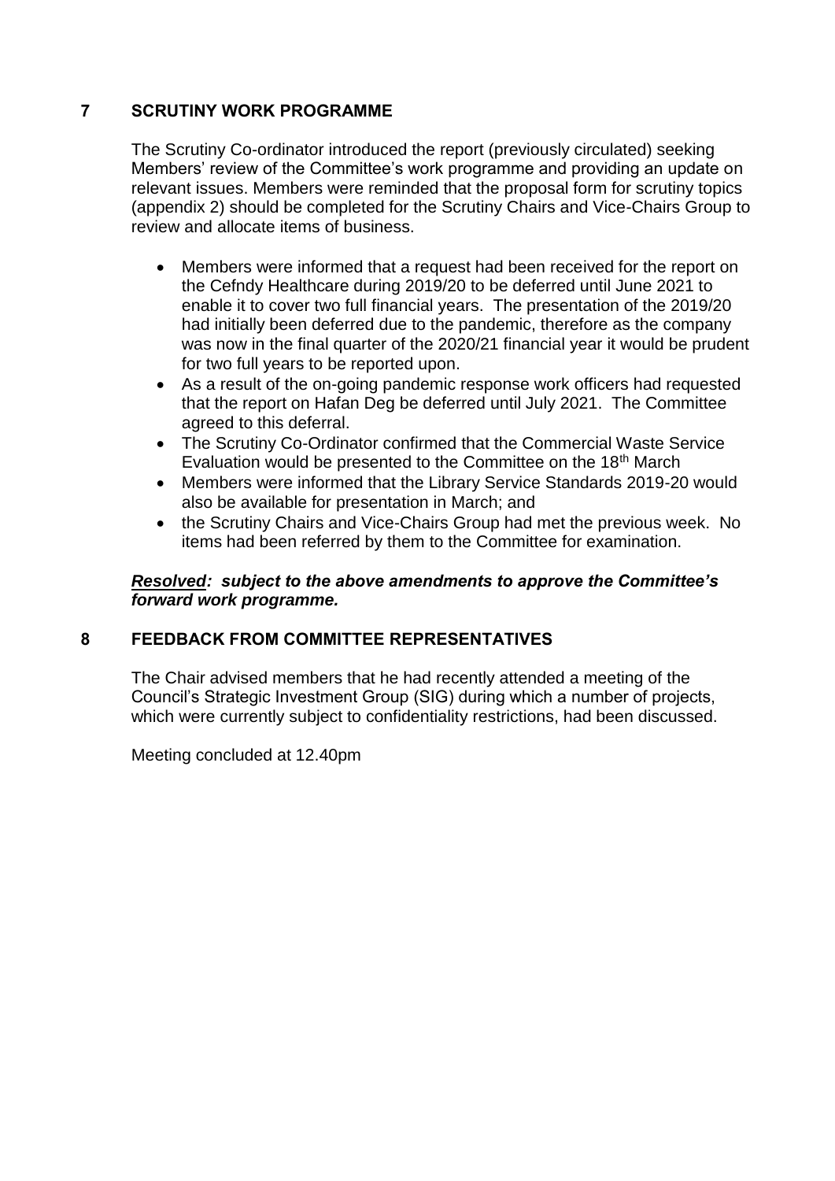## 7 SCRUTINY WORK PROGRAMME

The Scrutiny Co-ordinator introduced the report (previously circulated) seeking Members' review of the Committee's work programme and providing an update on relevant issues. Members were reminded that the proposal form for scrutiny topics (appendix 2) should be completed for the Scrutiny Chairs and Vice-Chairs Group to review and allocate items of business.

- Members were informed that a request had been received for the report on the Cefndy Healthcare during 2019/20 to be deferred until June 2021 to enable it to cover two full financial years. The presentation of the 2019/20 had initially been deferred due to the pandemic, therefore as the company was now in the final quarter of the 2020/21 financial year it would be prudent for two full years to be reported upon.
- As a result of the on-going pandemic response work officers had requested that the report on Hafan Deg be deferred until July 2021. The Committee agreed to this deferral.
- The Scrutiny Co-Ordinator confirmed that the Commercial Waste Service Evaluation would be presented to the Committee on the 18th March
- Members were informed that the Library Service Standards 2019-20 would also be available for presentation in March; and
- the Scrutiny Chairs and Vice-Chairs Group had met the previous week. No items had been referred by them to the Committee for examination.

***Resolved*: subject to the above amendments to approve the Committee's forward work programme.**

## 8 FEEDBACK FROM COMMITTEE REPRESENTATIVES

The Chair advised members that he had recently attended a meeting of the Council's Strategic Investment Group (SIG) during which a number of projects, which were currently subject to confidentiality restrictions, had been discussed.

Meeting concluded at 12.40pm